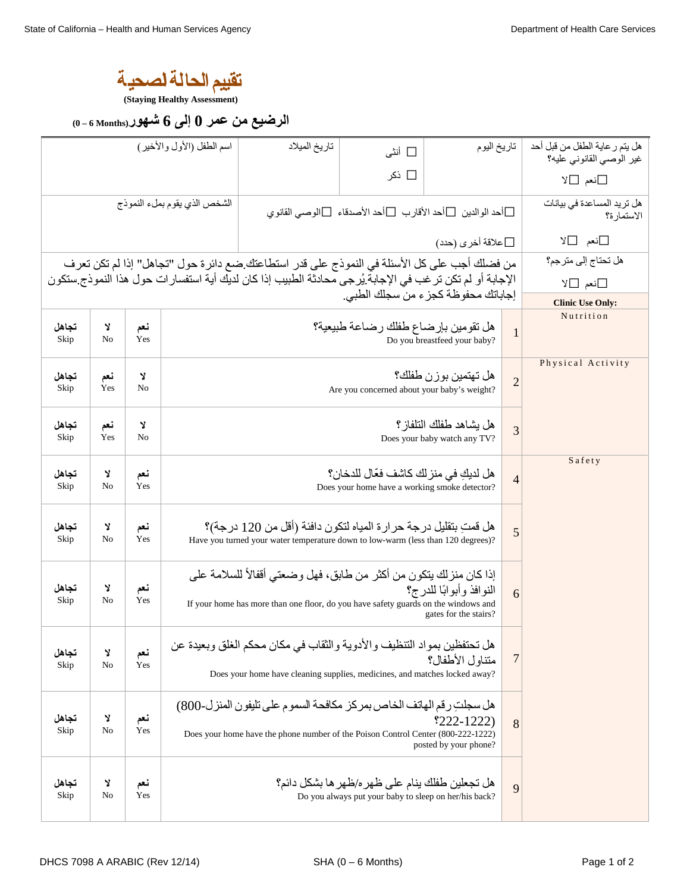# تقييم الحالة لصحية

**(Staying Healthy Assessment)**

## الرضيع من عمر 0 إلى 6 شهور (0 – 6 Months)

| هل يتم رعاية الطفل من قبل أحد غير الوصي القانوني عليه؟ ☐نعم ☐لا | تاريخ اليوم | ☐ أنثى ☐ ذكر | تاريخ الميلاد | اسم الطفل (الأول والأخير) |
|---|---|---|---|---|
| هل تريد المساعدة في بيانات الاستمارة؟ ☐نعم ☐لا | ☐أحد الوالدين ☐أحد الأقارب ☐أحد الأصدقاء ☐الوصي القانوني ☐علاقة أخرى (حدد) | | | الشخص الذي يقوم بملء النموذج |
| هل تحتاج إلى مترجم؟ ☐نعم ☐لا | من فضلك أجب على كل الأسئلة في النموذج على قدر استطاعتك.ضع دائرة حول "تجاهل" إذا لم تكن تعرف الإجابة أو لم تكن ترغب في الإجابة.يُرجى محادثة الطبيب إذا كان لديك أية استفسارات حول هذا النموذج.ستكون إجاباتك محفوظة كجزء من سجلك الطبي. | | | |

| Clinic Use Only: | # | Question | | | |
|---|---|---|---|---|---|
| Nutrition | 1 | هل تقومين بإرضاع طفلك رضاعة طبيعية؟<br>Do you breastfeed your baby? | نعم Yes | لا No | تجاهل Skip |
| Physical Activity | 2 | هل تهتمين بوزن طفلك؟<br>Are you concerned about your baby's weight? | لا No | نعم Yes | تجاهل Skip |
| | 3 | هل يشاهد طفلك التلفاز؟<br>Does your baby watch any TV? | لا No | نعم Yes | تجاهل Skip |
| Safety | 4 | هل لديكِ في منزلك كاشف فعّال للدخان؟<br>Does your home have a working smoke detector? | نعم Yes | لا No | تجاهل Skip |
| | 5 | هل قمتِ بتقليل درجة حرارة المياه لتكون دافئة (أقل من 120 درجة)؟<br>Have you turned your water temperature down to low-warm (less than 120 degrees)? | نعم Yes | لا No | تجاهل Skip |
| | 6 | إذا كان منزلك يتكون من أكثر من طابق، فهل وضعتي أقفالاً للسلامة على النوافذ وأبوابًا للدرج؟<br>If your home has more than one floor, do you have safety guards on the windows and gates for the stairs? | نعم Yes | لا No | تجاهل Skip |
| | 7 | هل تحتفظين بمواد التنظيف والأدوية والثقاب في مكان محكم الغلق وبعيدة عن متناول الأطفال؟<br>Does your home have cleaning supplies, medicines, and matches locked away? | نعم Yes | لا No | تجاهل Skip |
| | 8 | هل سجلتِ رقم الهاتف الخاص بمركز مكافحة السموم على تليفون المنزل (800-222-1222)؟<br>Does your home have the phone number of the Poison Control Center (800-222-1222) posted by your phone? | نعم Yes | لا No | تجاهل Skip |
| | 9 | هل تجعلين طفلك ينام على ظهره/ظهرها بشكل دائم؟<br>Do you always put your baby to sleep on her/his back? | نعم Yes | لا No | تجاهل Skip |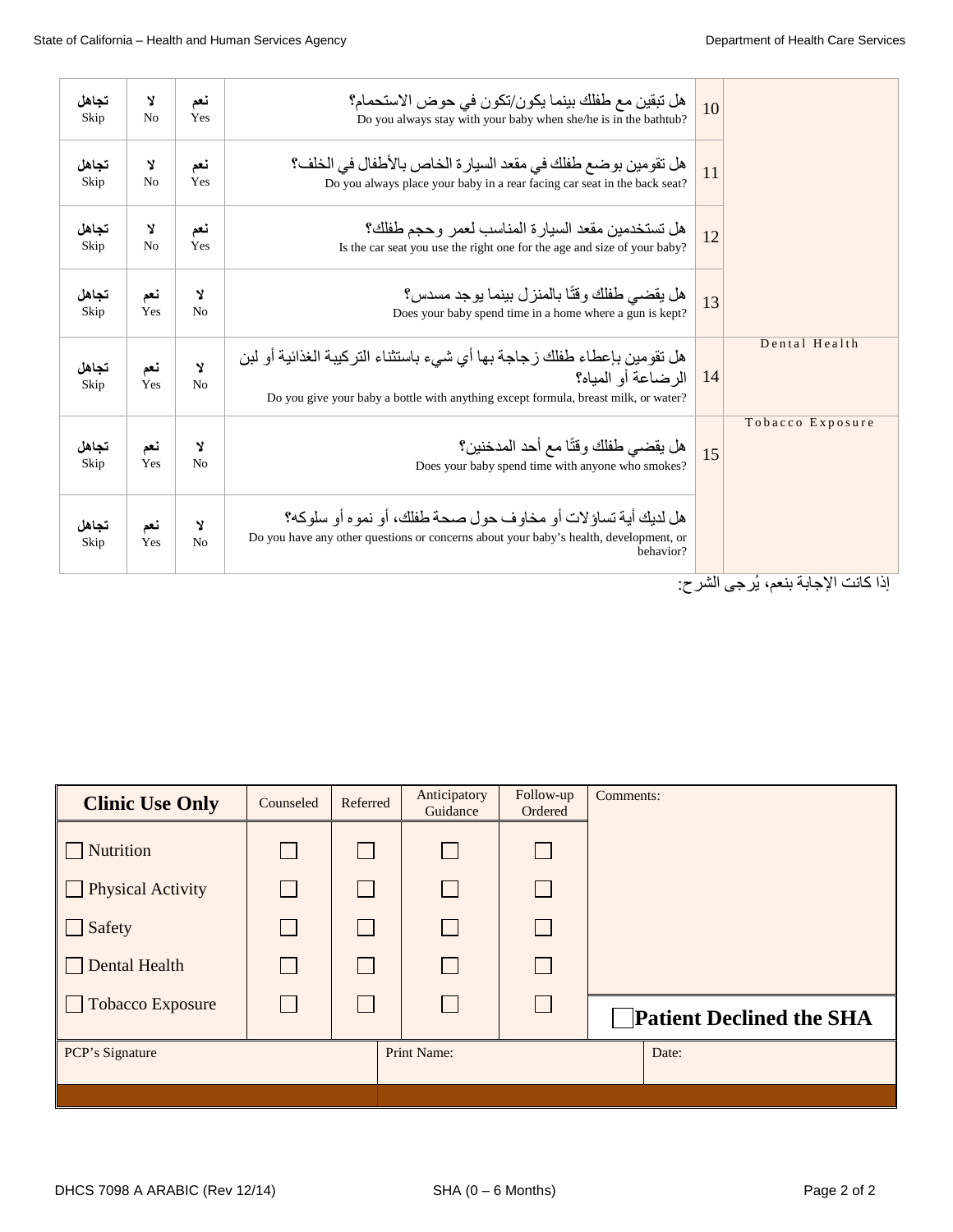| | | | | | |
|---|---|---|---|---|---|
| تجاهل Skip | لا No | نعم Yes | هل تبقين مع طفلك بينما يكون/تكون في حوض الاستحمام؟ Do you always stay with your baby when she/he is in the bathtub? | 10 | |
| تجاهل Skip | لا No | نعم Yes | هل تقومين بوضع طفلك في مقعد السيارة الخاص بالأطفال في الخلف؟ Do you always place your baby in a rear facing car seat in the back seat? | 11 | |
| تجاهل Skip | لا No | نعم Yes | هل تستخدمين مقعد السيارة المناسب لعمر وحجم طفلك؟ Is the car seat you use the right one for the age and size of your baby? | 12 | |
| تجاهل Skip | نعم Yes | لا No | هل يقضي طفلك وقتًا بالمنزل بينما يوجد مسدس؟ Does your baby spend time in a home where a gun is kept? | 13 | |
| تجاهل Skip | نعم Yes | لا No | هل تقومين بإعطاء طفلك زجاجة بها أي شيء باستثناء التركيبة الغذائية أو لبن الرضاعة أو المياه؟ Do you give your baby a bottle with anything except formula, breast milk, or water? | 14 | Dental Health |
| تجاهل Skip | نعم Yes | لا No | هل يقضي طفلك وقتًا مع أحد المدخنين؟ Does your baby spend time with anyone who smokes? | 15 | Tobacco Exposure |
| تجاهل Skip | نعم Yes | لا No | هل لديك أية تساؤلات أو مخاوف حول صحة طفلك، أو نموه أو سلوكه؟ Do you have any other questions or concerns about your baby's health, development, or behavior? | | |

إذا كانت الإجابة بنعم، يُرجى الشرح:

| **Clinic Use Only** | Counseled | Referred | Anticipatory Guidance | Follow-up Ordered | Comments: |
|---|---|---|---|---|---|
| ☐ Nutrition | ☐ | ☐ | ☐ | ☐ | |
| ☐ Physical Activity | ☐ | ☐ | ☐ | ☐ | |
| ☐ Safety | ☐ | ☐ | ☐ | ☐ | |
| ☐ Dental Health | ☐ | ☐ | ☐ | ☐ | |
| ☐ Tobacco Exposure | ☐ | ☐ | ☐ | ☐ | ☐ **Patient Declined the SHA** |

| PCP's Signature | Print Name: | Date: |
|---|---|---|
| | | |

DHCS 7098 A ARABIC (Rev 12/14) SHA (0 – 6 Months)